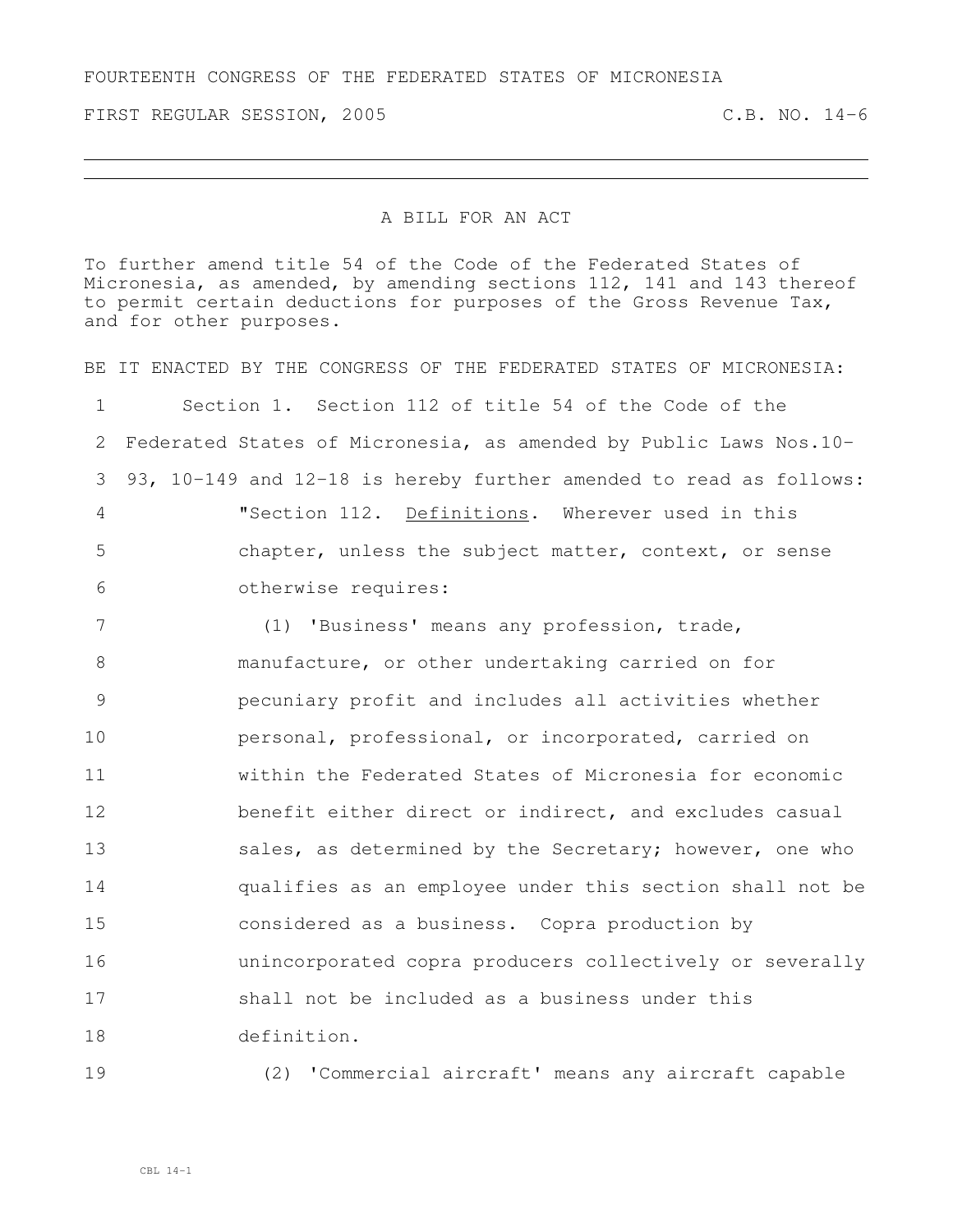FOURTEENTH CONGRESS OF THE FEDERATED STATES OF MICRONESIA

FIRST REGULAR SESSION, 2005 C.B. NO. 14-6

---

A BILL FOR AN ACT

To further amend title 54 of the Code of the Federated States of Micronesia, as amended, by amending sections 112, 141 and 143 thereof to permit certain deductions for purposes of the Gross Revenue Tax, and for other purposes.

BE IT ENACTED BY THE CONGRESS OF THE FEDERATED STATES OF MICRONESIA:

1 Section 1. Section 112 of title 54 of the Code of the
2 Federated States of Micronesia, as amended by Public Laws Nos.10-
3 93, 10-149 and 12-18 is hereby further amended to read as follows:
4 "Section 112. Definitions. Wherever used in this
5 chapter, unless the subject matter, context, or sense
6 otherwise requires:
7 (1) 'Business' means any profession, trade,
8 manufacture, or other undertaking carried on for
9 pecuniary profit and includes all activities whether
10 personal, professional, or incorporated, carried on
11 within the Federated States of Micronesia for economic
12 benefit either direct or indirect, and excludes casual
13 sales, as determined by the Secretary; however, one who
14 qualifies as an employee under this section shall not be
15 considered as a business. Copra production by
16 unincorporated copra producers collectively or severally
17 shall not be included as a business under this
18 definition.
19 (2) 'Commercial aircraft' means any aircraft capable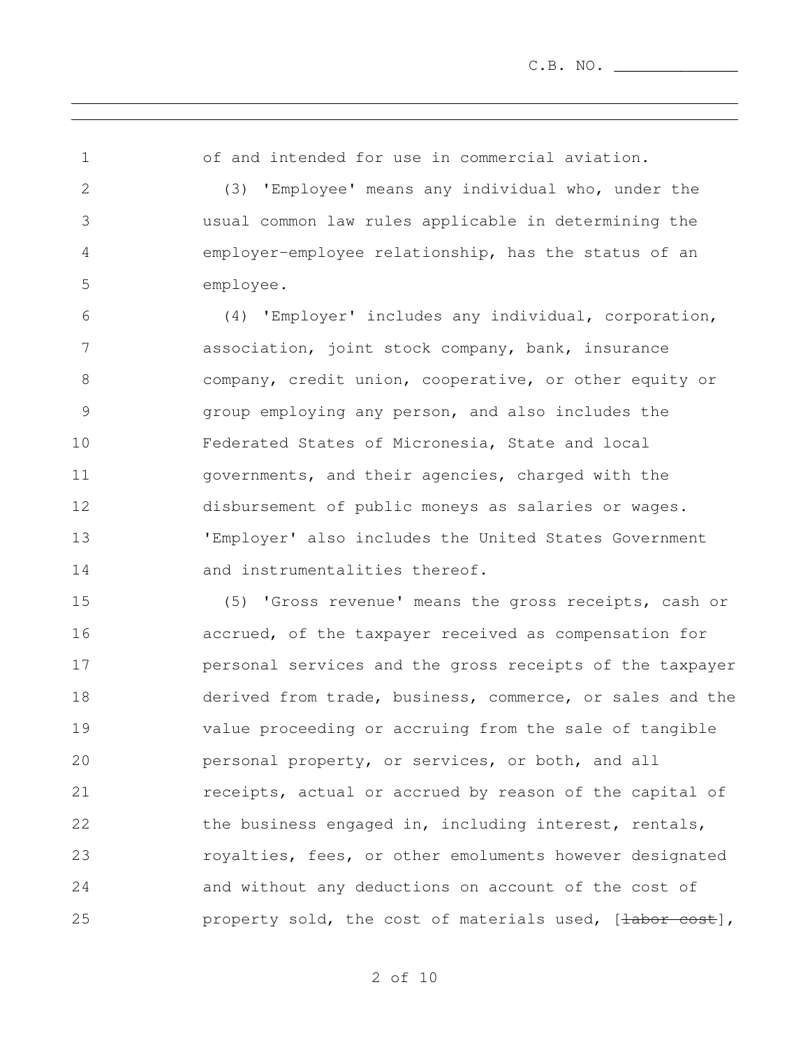of and intended for use in commercial aviation.

(3) 'Employee' means any individual who, under the usual common law rules applicable in determining the employer-employee relationship, has the status of an employee.

(4) 'Employer' includes any individual, corporation, association, joint stock company, bank, insurance company, credit union, cooperative, or other equity or group employing any person, and also includes the Federated States of Micronesia, State and local governments, and their agencies, charged with the disbursement of public moneys as salaries or wages. 'Employer' also includes the United States Government and instrumentalities thereof.

(5) 'Gross revenue' means the gross receipts, cash or accrued, of the taxpayer received as compensation for personal services and the gross receipts of the taxpayer derived from trade, business, commerce, or sales and the value proceeding or accruing from the sale of tangible personal property, or services, or both, and all receipts, actual or accrued by reason of the capital of the business engaged in, including interest, rentals, royalties, fees, or other emoluments however designated and without any deductions on account of the cost of property sold, the cost of materials used, [~~labor cost~~],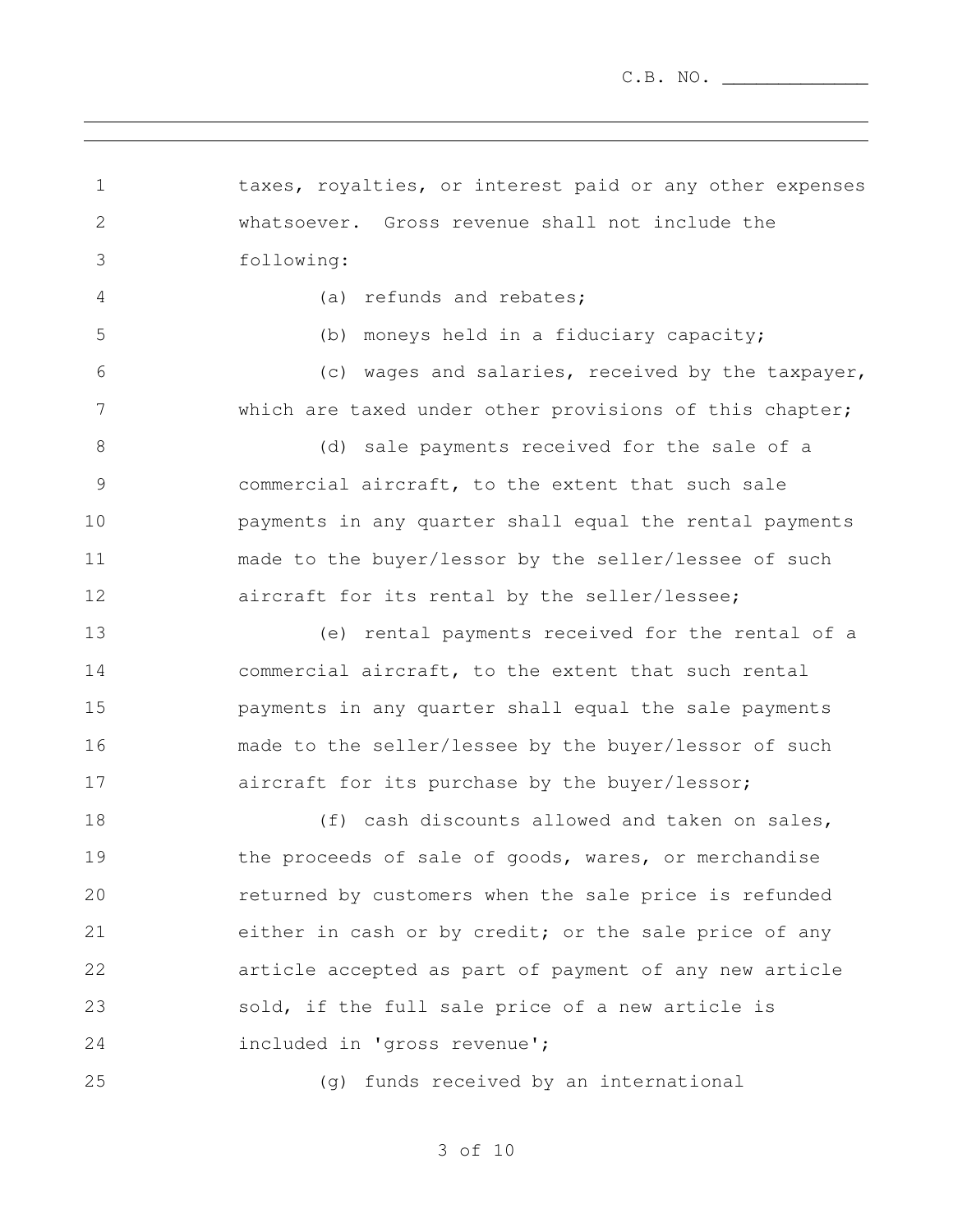taxes, royalties, or interest paid or any other expenses whatsoever. Gross revenue shall not include the following:

(a) refunds and rebates;

(b) moneys held in a fiduciary capacity;

(c) wages and salaries, received by the taxpayer, which are taxed under other provisions of this chapter;

(d) sale payments received for the sale of a commercial aircraft, to the extent that such sale payments in any quarter shall equal the rental payments made to the buyer/lessor by the seller/lessee of such aircraft for its rental by the seller/lessee;

(e) rental payments received for the rental of a commercial aircraft, to the extent that such rental payments in any quarter shall equal the sale payments made to the seller/lessee by the buyer/lessor of such aircraft for its purchase by the buyer/lessor;

(f) cash discounts allowed and taken on sales, the proceeds of sale of goods, wares, or merchandise returned by customers when the sale price is refunded either in cash or by credit; or the sale price of any article accepted as part of payment of any new article sold, if the full sale price of a new article is included in 'gross revenue';

(g) funds received by an international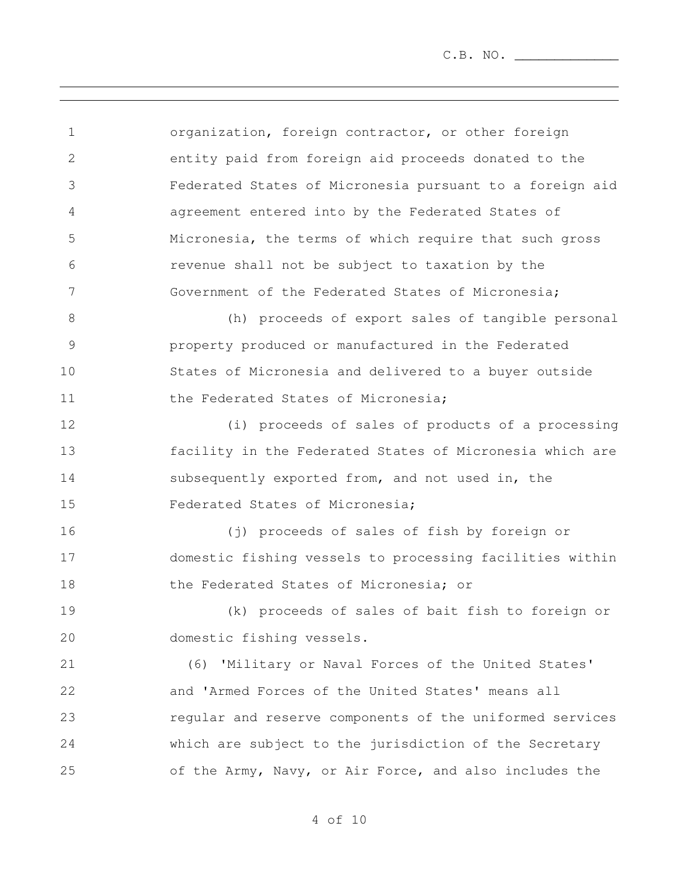organization, foreign contractor, or other foreign entity paid from foreign aid proceeds donated to the Federated States of Micronesia pursuant to a foreign aid agreement entered into by the Federated States of Micronesia, the terms of which require that such gross revenue shall not be subject to taxation by the Government of the Federated States of Micronesia;

(h) proceeds of export sales of tangible personal property produced or manufactured in the Federated States of Micronesia and delivered to a buyer outside the Federated States of Micronesia;

(i) proceeds of sales of products of a processing facility in the Federated States of Micronesia which are subsequently exported from, and not used in, the Federated States of Micronesia;

(j) proceeds of sales of fish by foreign or domestic fishing vessels to processing facilities within the Federated States of Micronesia; or

(k) proceeds of sales of bait fish to foreign or domestic fishing vessels.

(6) 'Military or Naval Forces of the United States' and 'Armed Forces of the United States' means all regular and reserve components of the uniformed services which are subject to the jurisdiction of the Secretary of the Army, Navy, or Air Force, and also includes the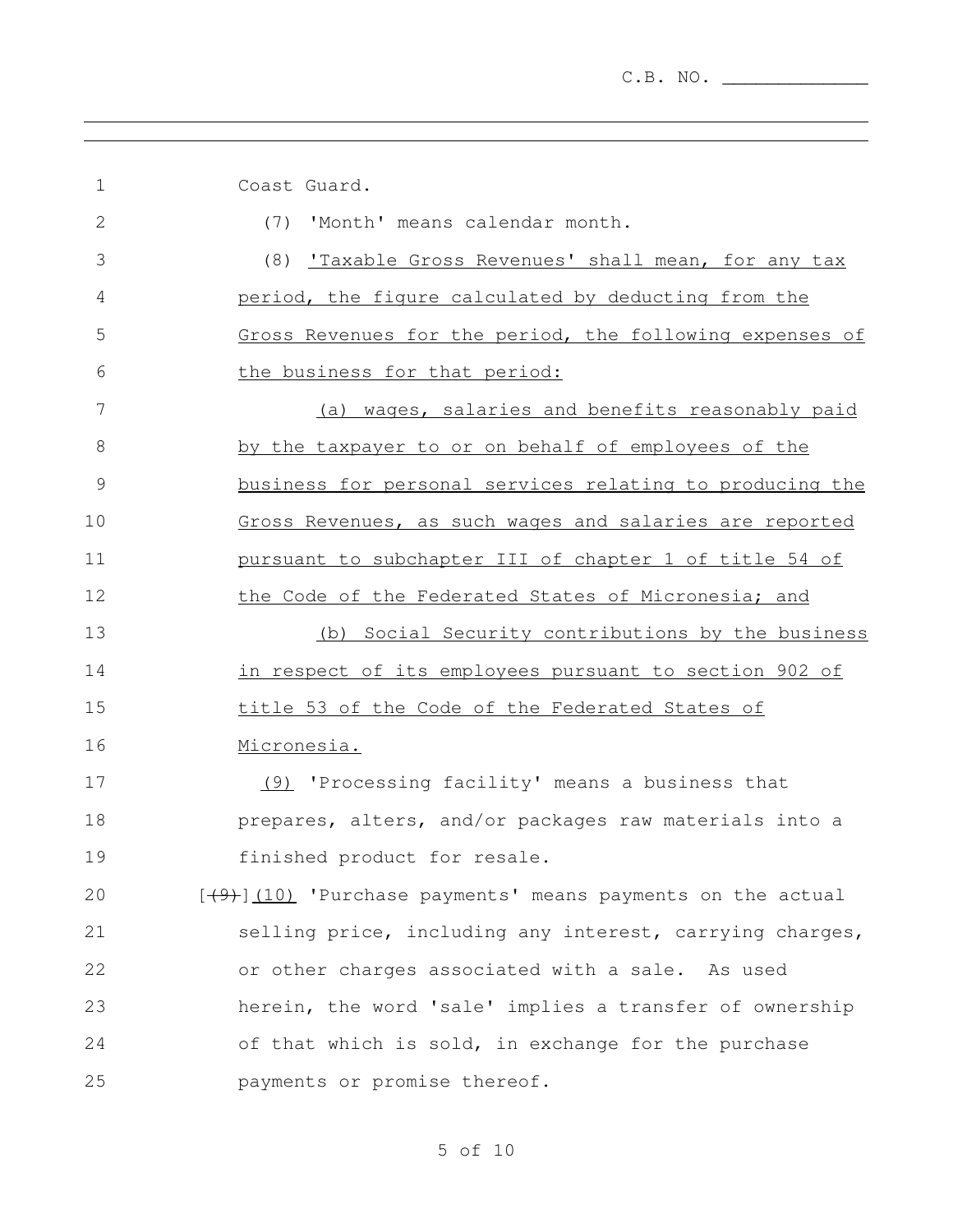Coast Guard.

(7) 'Month' means calendar month.

(8) <u>'Taxable Gross Revenues' shall mean, for any tax period, the figure calculated by deducting from the Gross Revenues for the period, the following expenses of the business for that period:</u>

<u>(a) wages, salaries and benefits reasonably paid by the taxpayer to or on behalf of employees of the business for personal services relating to producing the Gross Revenues, as such wages and salaries are reported pursuant to subchapter III of chapter 1 of title 54 of the Code of the Federated States of Micronesia; and</u>

<u>(b) Social Security contributions by the business in respect of its employees pursuant to section 902 of title 53 of the Code of the Federated States of Micronesia.</u>

<u>(9)</u> 'Processing facility' means a business that prepares, alters, and/or packages raw materials into a finished product for resale.

[~~(9)~~]<u>(10)</u> 'Purchase payments' means payments on the actual selling price, including any interest, carrying charges, or other charges associated with a sale. As used herein, the word 'sale' implies a transfer of ownership of that which is sold, in exchange for the purchase payments or promise thereof.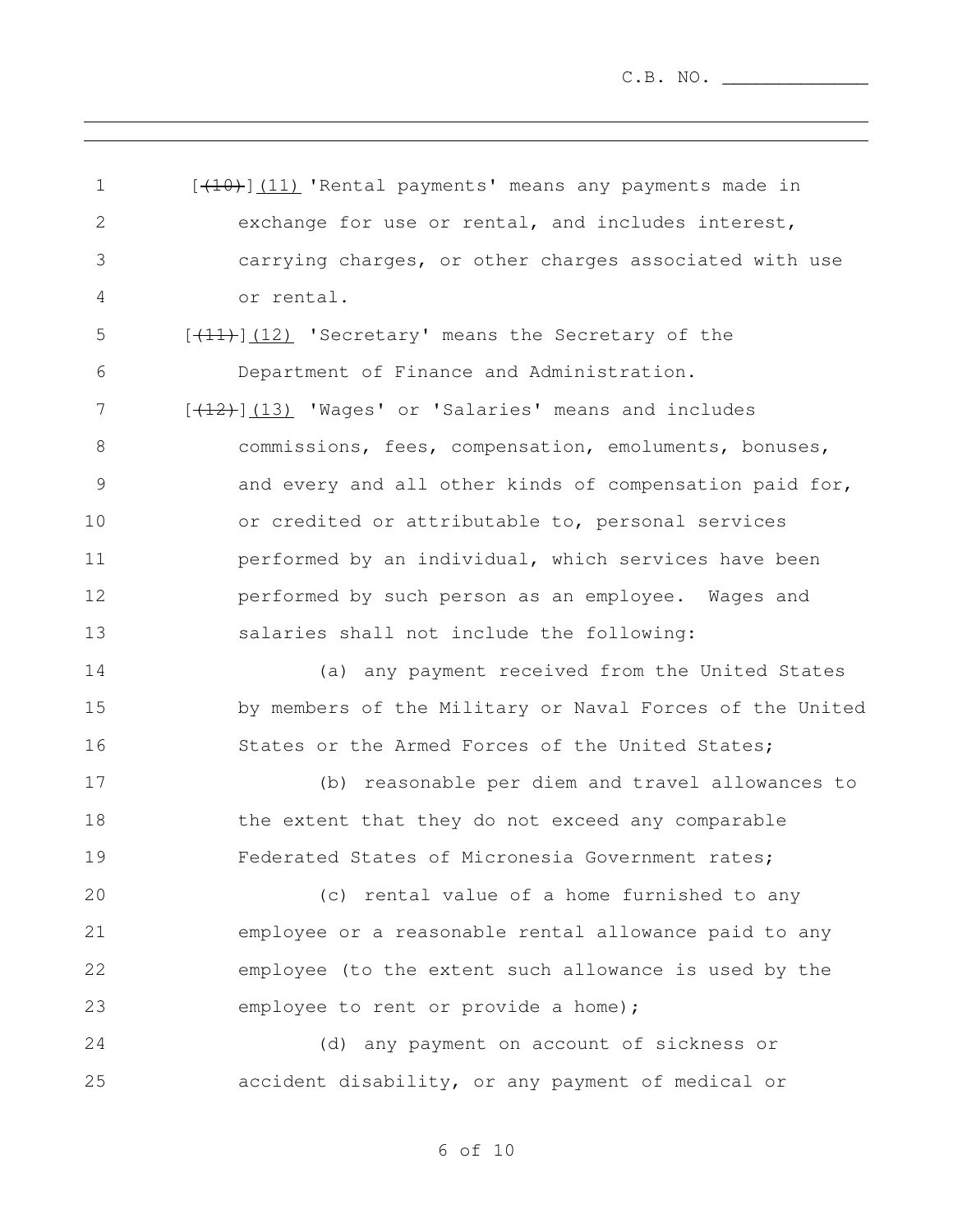[~~(10)~~]<u>(11)</u> 'Rental payments' means any payments made in exchange for use or rental, and includes interest, carrying charges, or other charges associated with use or rental.

[~~(11)~~]<u>(12)</u> 'Secretary' means the Secretary of the Department of Finance and Administration.

[~~(12)~~]<u>(13)</u> 'Wages' or 'Salaries' means and includes commissions, fees, compensation, emoluments, bonuses, and every and all other kinds of compensation paid for, or credited or attributable to, personal services performed by an individual, which services have been performed by such person as an employee. Wages and salaries shall not include the following:

(a) any payment received from the United States by members of the Military or Naval Forces of the United States or the Armed Forces of the United States;

(b) reasonable per diem and travel allowances to the extent that they do not exceed any comparable Federated States of Micronesia Government rates;

(c) rental value of a home furnished to any employee or a reasonable rental allowance paid to any employee (to the extent such allowance is used by the employee to rent or provide a home);

(d) any payment on account of sickness or accident disability, or any payment of medical or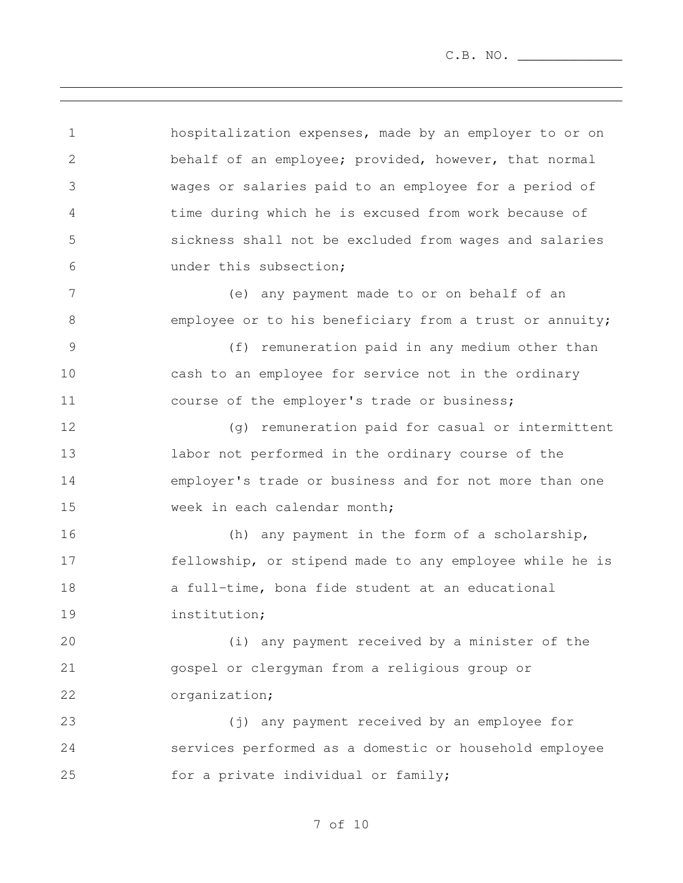hospitalization expenses, made by an employer to or on behalf of an employee; provided, however, that normal wages or salaries paid to an employee for a period of time during which he is excused from work because of sickness shall not be excluded from wages and salaries under this subsection;

(e) any payment made to or on behalf of an employee or to his beneficiary from a trust or annuity;

(f) remuneration paid in any medium other than cash to an employee for service not in the ordinary course of the employer's trade or business;

(g) remuneration paid for casual or intermittent labor not performed in the ordinary course of the employer's trade or business and for not more than one week in each calendar month;

(h) any payment in the form of a scholarship, fellowship, or stipend made to any employee while he is a full-time, bona fide student at an educational institution;

(i) any payment received by a minister of the gospel or clergyman from a religious group or organization;

(j) any payment received by an employee for services performed as a domestic or household employee for a private individual or family;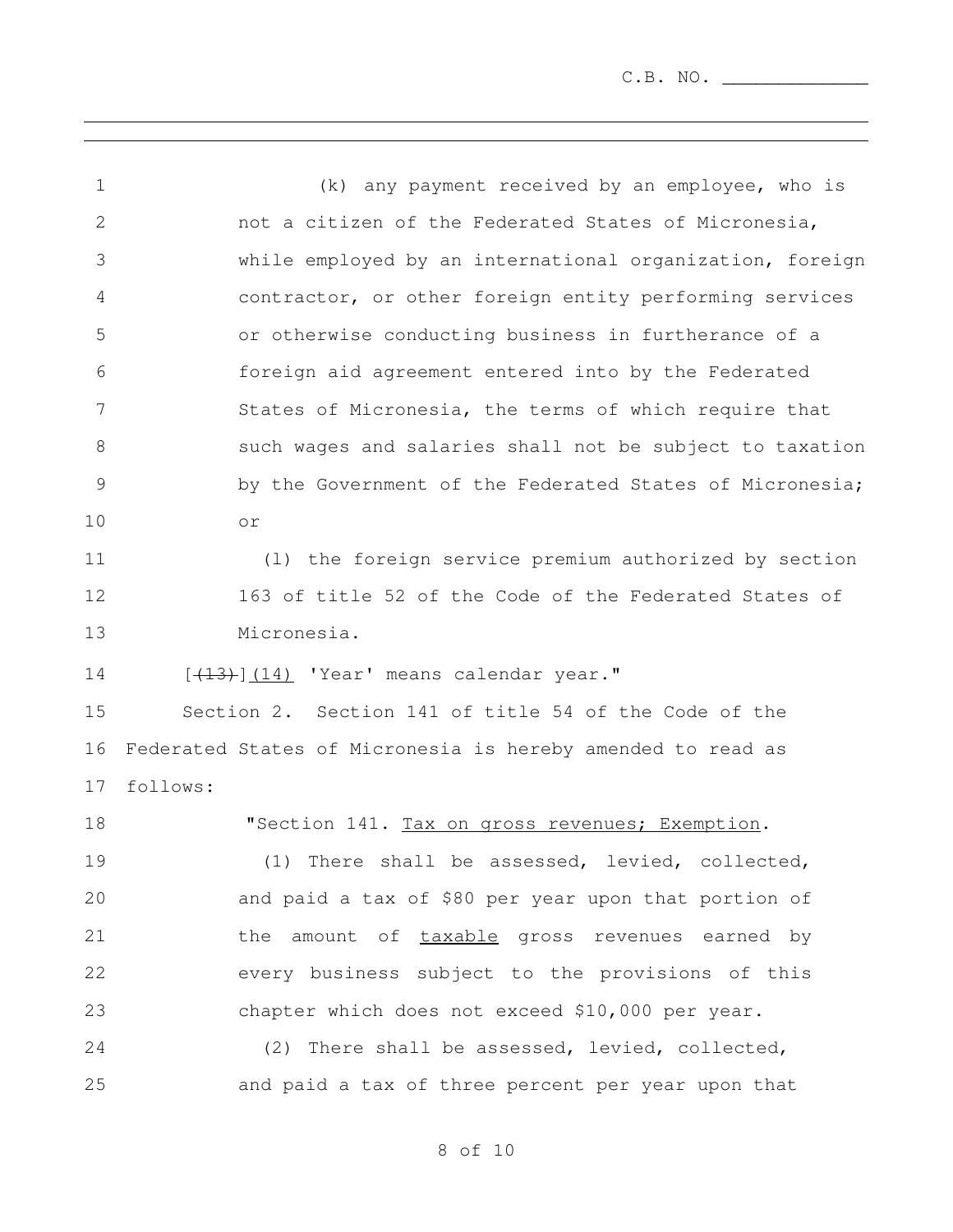(k) any payment received by an employee, who is not a citizen of the Federated States of Micronesia, while employed by an international organization, foreign contractor, or other foreign entity performing services or otherwise conducting business in furtherance of a foreign aid agreement entered into by the Federated States of Micronesia, the terms of which require that such wages and salaries shall not be subject to taxation by the Government of the Federated States of Micronesia; or

(l) the foreign service premium authorized by section 163 of title 52 of the Code of the Federated States of Micronesia.

[~~(13)~~]<u>(14)</u> 'Year' means calendar year."

Section 2. Section 141 of title 54 of the Code of the Federated States of Micronesia is hereby amended to read as follows:

"Section 141. <u>Tax on gross revenues; Exemption</u>.

(1) There shall be assessed, levied, collected, and paid a tax of $80 per year upon that portion of the amount of <u>taxable</u> gross revenues earned by every business subject to the provisions of this chapter which does not exceed $10,000 per year.

(2) There shall be assessed, levied, collected, and paid a tax of three percent per year upon that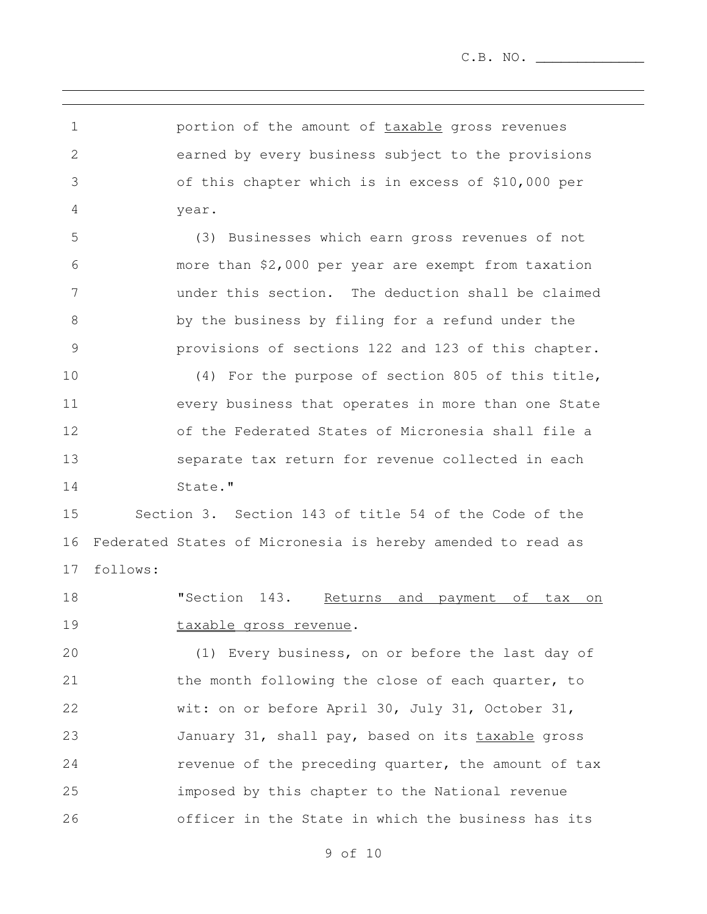portion of the amount of <u>taxable</u> gross revenues earned by every business subject to the provisions of this chapter which is in excess of $10,000 per year.

(3) Businesses which earn gross revenues of not more than $2,000 per year are exempt from taxation under this section. The deduction shall be claimed by the business by filing for a refund under the provisions of sections 122 and 123 of this chapter.

(4) For the purpose of section 805 of this title, every business that operates in more than one State of the Federated States of Micronesia shall file a separate tax return for revenue collected in each State."

Section 3. Section 143 of title 54 of the Code of the Federated States of Micronesia is hereby amended to read as follows:

"Section 143. <u>Returns and payment of tax on taxable gross revenue</u>.

(1) Every business, on or before the last day of the month following the close of each quarter, to wit: on or before April 30, July 31, October 31, January 31, shall pay, based on its <u>taxable</u> gross revenue of the preceding quarter, the amount of tax imposed by this chapter to the National revenue officer in the State in which the business has its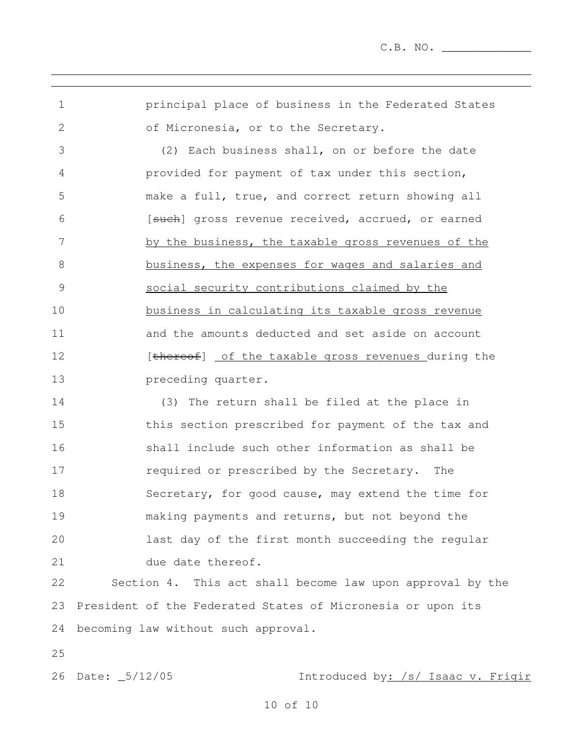principal place of business in the Federated States of Micronesia, or to the Secretary.

(2) Each business shall, on or before the date provided for payment of tax under this section, make a full, true, and correct return showing all [~~such~~] gross revenue received, accrued, or earned <u>by the business, the taxable gross revenues of the business, the expenses for wages and salaries and social security contributions claimed by the business in calculating its taxable gross revenue</u> and the amounts deducted and set aside on account [~~thereof~~] <u>of the taxable gross revenues</u> during the preceding quarter.

(3) The return shall be filed at the place in this section prescribed for payment of the tax and shall include such other information as shall be required or prescribed by the Secretary. The Secretary, for good cause, may extend the time for making payments and returns, but not beyond the last day of the first month succeeding the regular due date thereof.

Section 4. This act shall become law upon approval by the President of the Federated States of Micronesia or upon its becoming law without such approval.

Date: 5/12/05 Introduced by: /s/ Isaac v. Frigir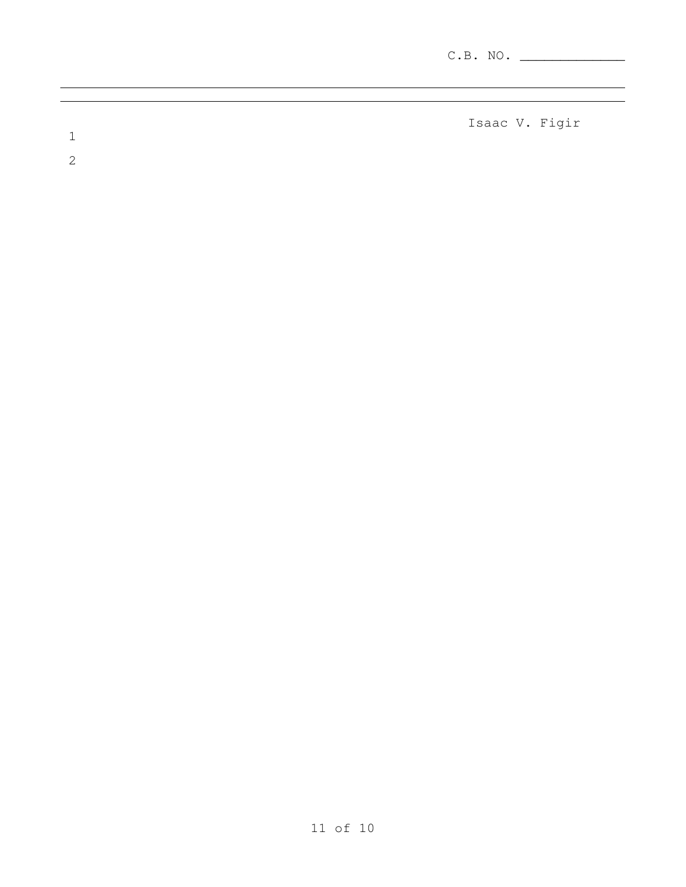C.B. NO. _____________

Isaac V. Figir